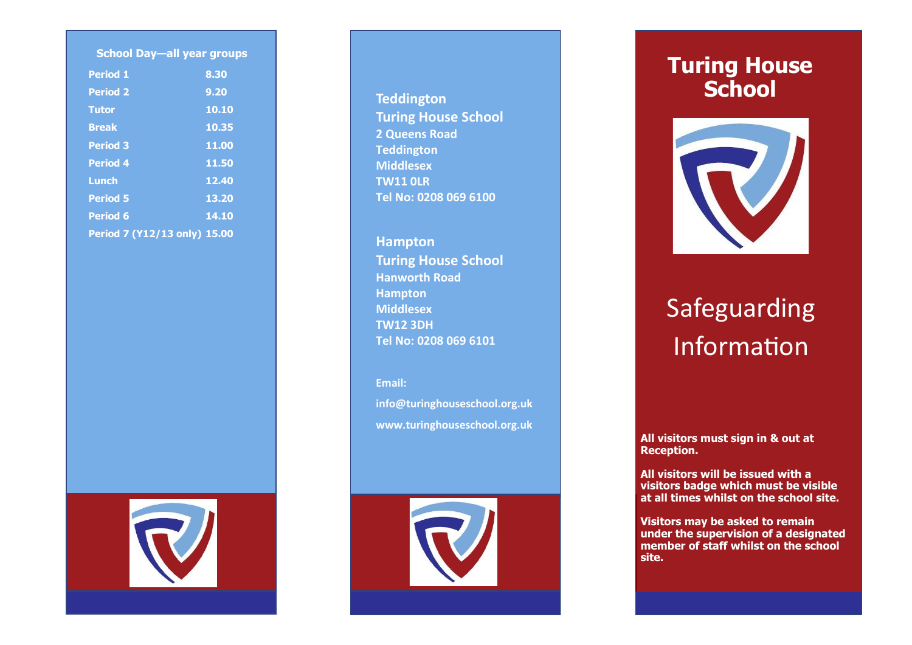**School Day—all year groups**

| Period | Time |
|---|---|
| Period 1 | 8.30 |
| Period 2 | 9.20 |
| Tutor | 10.10 |
| Break | 10.35 |
| Period 3 | 11.00 |
| Period 4 | 11.50 |
| Lunch | 12.40 |
| Period 5 | 13.20 |
| Period 6 | 14.10 |
| Period 7 (Y12/13 only) | 15.00 |

**Teddington**
**Turing House School**
2 Queens Road
Teddington
Middlesex
TW11 0LR
Tel No: 0208 069 6100

**Hampton**
**Turing House School**
Hanworth Road
Hampton
Middlesex
TW12 3DH
Tel No: 0208 069 6101

Email:

info@turinghouseschool.org.uk

www.turinghouseschool.org.uk

# Turing House School

## Safeguarding Information

**All visitors must sign in & out at Reception.**

**All visitors will be issued with a visitors badge which must be visible at all times whilst on the school site.**

**Visitors may be asked to remain under the supervision of a designated member of staff whilst on the school site.**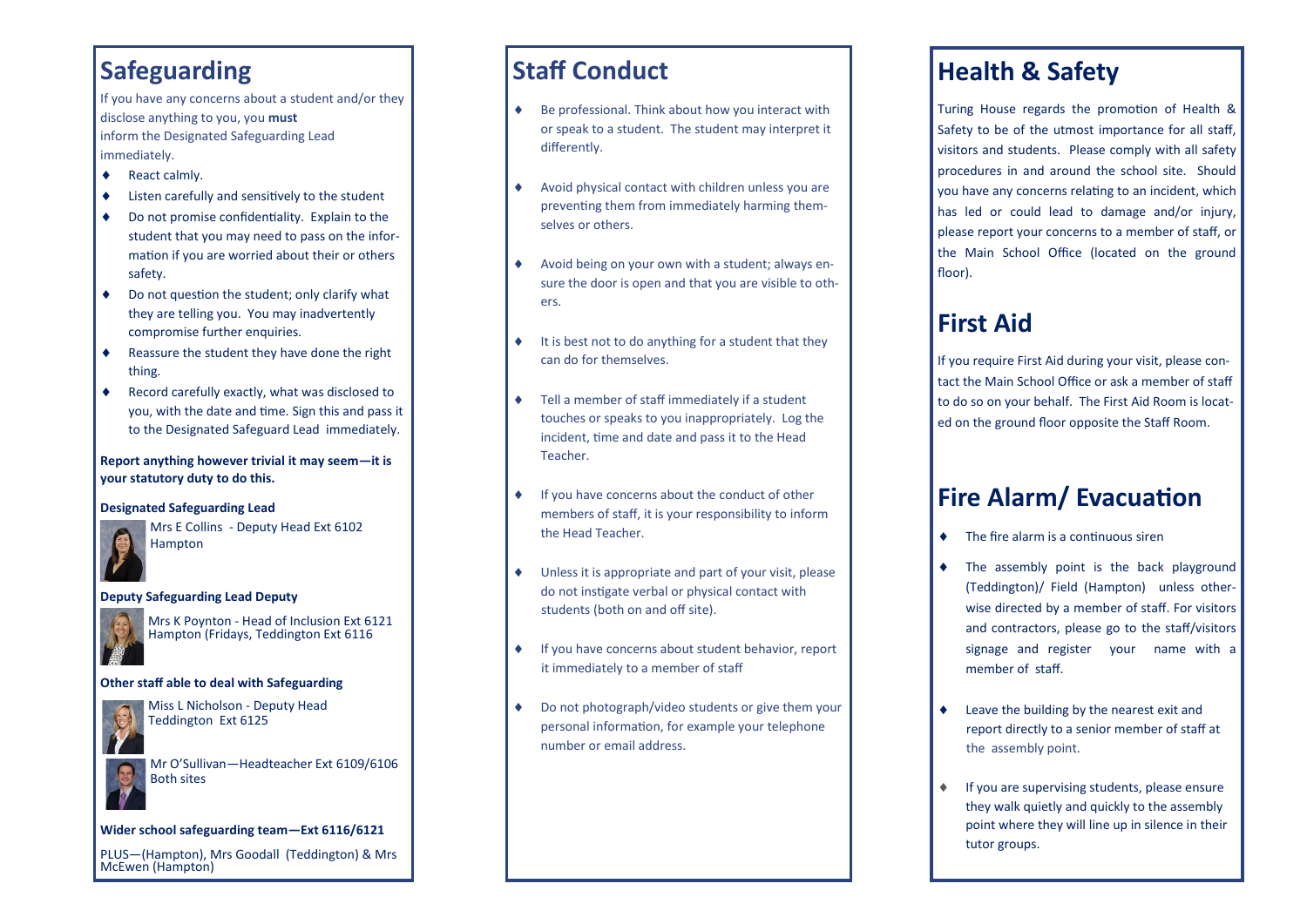# Safeguarding

If you have any concerns about a student and/or they disclose anything to you, you **must** inform the Designated Safeguarding Lead immediately.

- React calmly.
- Listen carefully and sensitively to the student
- Do not promise confidentiality. Explain to the student that you may need to pass on the information if you are worried about their or others safety.
- Do not question the student; only clarify what they are telling you. You may inadvertently compromise further enquiries.
- Reassure the student they have done the right thing.
- Record carefully exactly, what was disclosed to you, with the date and time. Sign this and pass it to the Designated Safeguard Lead immediately.

**Report anything however trivial it may seem—it is your statutory duty to do this.**

**Designated Safeguarding Lead**

Mrs E Collins - Deputy Head Ext 6102 Hampton

**Deputy Safeguarding Lead Deputy**

Mrs K Poynton - Head of Inclusion Ext 6121 Hampton (Fridays, Teddington Ext 6116

**Other staff able to deal with Safeguarding**

Miss L Nicholson - Deputy Head Teddington Ext 6125

Mr O'Sullivan—Headteacher Ext 6109/6106 Both sites

**Wider school safeguarding team—Ext 6116/6121**

PLUS—(Hampton), Mrs Goodall (Teddington) & Mrs McEwen (Hampton)

# Staff Conduct

- Be professional. Think about how you interact with or speak to a student. The student may interpret it differently.
- Avoid physical contact with children unless you are preventing them from immediately harming themselves or others.
- Avoid being on your own with a student; always ensure the door is open and that you are visible to others.
- It is best not to do anything for a student that they can do for themselves.
- Tell a member of staff immediately if a student touches or speaks to you inappropriately. Log the incident, time and date and pass it to the Head Teacher.
- If you have concerns about the conduct of other members of staff, it is your responsibility to inform the Head Teacher.
- Unless it is appropriate and part of your visit, please do not instigate verbal or physical contact with students (both on and off site).
- If you have concerns about student behavior, report it immediately to a member of staff
- Do not photograph/video students or give them your personal information, for example your telephone number or email address.

# Health & Safety

Turing House regards the promotion of Health & Safety to be of the utmost importance for all staff, visitors and students. Please comply with all safety procedures in and around the school site. Should you have any concerns relating to an incident, which has led or could lead to damage and/or injury, please report your concerns to a member of staff, or the Main School Office (located on the ground floor).

# First Aid

If you require First Aid during your visit, please contact the Main School Office or ask a member of staff to do so on your behalf. The First Aid Room is located on the ground floor opposite the Staff Room.

# Fire Alarm/ Evacuation

- The fire alarm is a continuous siren
- The assembly point is the back playground (Teddington)/ Field (Hampton) unless otherwise directed by a member of staff. For visitors and contractors, please go to the staff/visitors signage and register your name with a member of staff.
- Leave the building by the nearest exit and report directly to a senior member of staff at the assembly point.
- If you are supervising students, please ensure they walk quietly and quickly to the assembly point where they will line up in silence in their tutor groups.